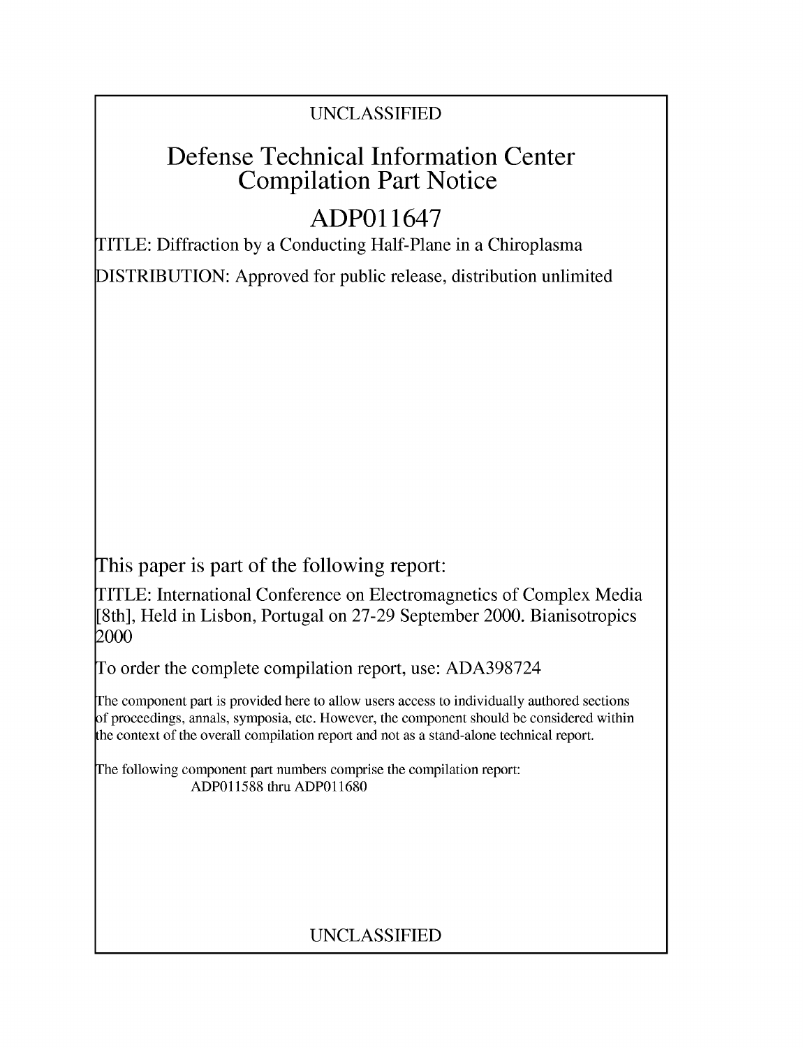UNCLASSIFIED

# Defense Technical Information Center Compilation Part Notice

# ADP011647

TITLE: Diffraction by a Conducting Half-Plane in a Chiroplasma

DISTRIBUTION: Approved for public release, distribution unlimited

This paper is part of the following report:

TITLE: International Conference on Electromagnetics of Complex Media [8th], Held in Lisbon, Portugal on 27-29 September 2000. Bianisotropics 2000

To order the complete compilation report, use: ADA398724

The component part is provided here to allow users access to individually authored sections of proceedings, annals, symposia, etc. However, the component should be considered within the context of the overall compilation report and not as a stand-alone technical report.

The following component part numbers comprise the compilation report:
ADP011588 thru ADP011680

UNCLASSIFIED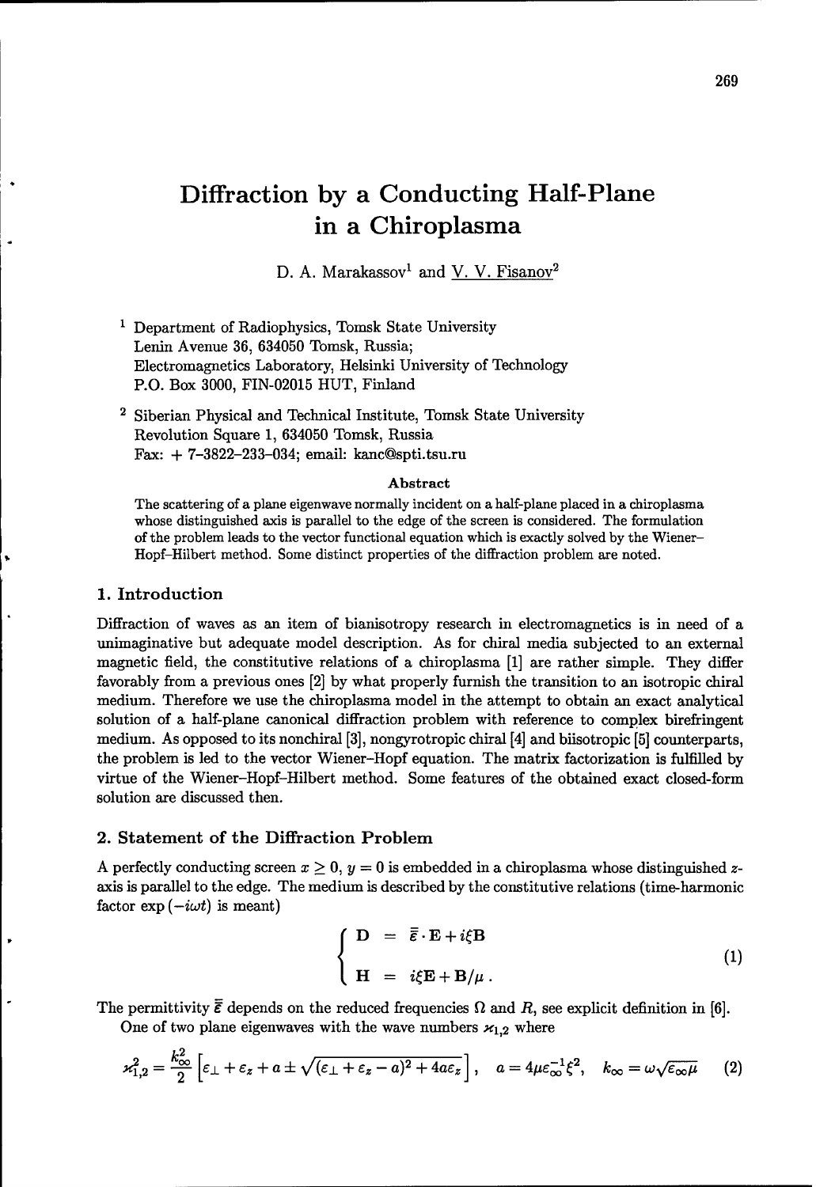# Diffraction by a Conducting Half-Plane in a Chiroplasma

D. A. Marakassov[1] and V. V. Fisanov[2]

[1] Department of Radiophysics, Tomsk State University
Lenin Avenue 36, 634050 Tomsk, Russia;
Electromagnetics Laboratory, Helsinki University of Technology
P.O. Box 3000, FIN-02015 HUT, Finland

[2] Siberian Physical and Technical Institute, Tomsk State University
Revolution Square 1, 634050 Tomsk, Russia
Fax: + 7-3822-233-034; email: kanc@spti.tsu.ru

**Abstract**

The scattering of a plane eigenwave normally incident on a half-plane placed in a chiroplasma whose distinguished axis is parallel to the edge of the screen is considered. The formulation of the problem leads to the vector functional equation which is exactly solved by the Wiener–Hopf–Hilbert method. Some distinct properties of the diffraction problem are noted.

## 1. Introduction

Diffraction of waves as an item of bianisotropy research in electromagnetics is in need of a unimaginative but adequate model description. As for chiral media subjected to an external magnetic field, the constitutive relations of a chiroplasma [1] are rather simple. They differ favorably from a previous ones [2] by what properly furnish the transition to an isotropic chiral medium. Therefore we use the chiroplasma model in the attempt to obtain an exact analytical solution of a half-plane canonical diffraction problem with reference to complex birefringent medium. As opposed to its nonchiral [3], nongyrotropic chiral [4] and biisotropic [5] counterparts, the problem is led to the vector Wiener–Hopf equation. The matrix factorization is fulfilled by virtue of the Wiener–Hopf–Hilbert method. Some features of the obtained exact closed-form solution are discussed then.

## 2. Statement of the Diffraction Problem

A perfectly conducting screen $x \geq 0$, $y = 0$ is embedded in a chiroplasma whose distinguished $z$-axis is parallel to the edge. The medium is described by the constitutive relations (time-harmonic factor $\exp(-i\omega t)$ is meant)

$$\left\{ \begin{array}{lcl} \mathbf{D} & = & \bar{\bar{\varepsilon}} \cdot \mathbf{E} + i\xi \mathbf{B} \\ \mathbf{H} & = & i\xi \mathbf{E} + \mathbf{B}/\mu \, . \end{array} \right. \tag{1}$$

The permittivity $\bar{\bar{\varepsilon}}$ depends on the reduced frequencies $\Omega$ and $R$, see explicit definition in [6].

One of two plane eigenwaves with the wave numbers $\varkappa_{1,2}$ where

$$\varkappa_{1,2}^2 = \frac{k_\infty^2}{2} \left[ \varepsilon_\perp + \varepsilon_z + a \pm \sqrt{(\varepsilon_\perp + \varepsilon_z - a)^2 + 4a\varepsilon_z} \right], \quad a = 4\mu\varepsilon_\infty^{-1}\xi^2, \quad k_\infty = \omega\sqrt{\varepsilon_\infty \mu} \tag{2}$$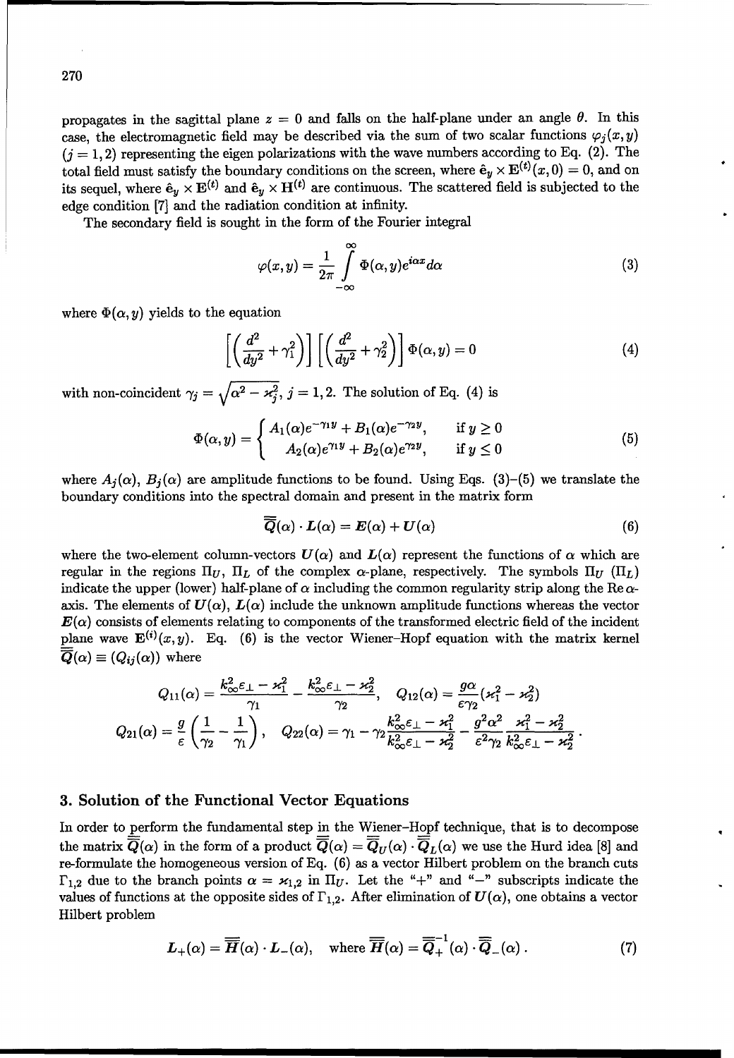propagates in the sagittal plane $z = 0$ and falls on the half-plane under an angle $\theta$. In this case, the electromagnetic field may be described via the sum of two scalar functions $\varphi_j(x,y)$ $(j = 1,2)$ representing the eigen polarizations with the wave numbers according to Eq. (2). The total field must satisfy the boundary conditions on the screen, where $\hat{\mathbf{e}}_y \times \mathbf{E}^{(t)}(x,0) = 0$, and on its sequel, where $\hat{\mathbf{e}}_y \times \mathbf{E}^{(t)}$ and $\hat{\mathbf{e}}_y \times \mathbf{H}^{(t)}$ are continuous. The scattered field is subjected to the edge condition [7] and the radiation condition at infinity.

The secondary field is sought in the form of the Fourier integral

$$\varphi(x,y) = \frac{1}{2\pi} \int_{-\infty}^{\infty} \Phi(\alpha, y) e^{i\alpha x} d\alpha \tag{3}$$

where $\Phi(\alpha, y)$ yields to the equation

$$\left[\left(\frac{d^2}{dy^2} + \gamma_1^2\right)\right]\left[\left(\frac{d^2}{dy^2} + \gamma_2^2\right)\right]\Phi(\alpha, y) = 0 \tag{4}$$

with non-coincident $\gamma_j = \sqrt{\alpha^2 - \varkappa_j^2}$, $j = 1,2$. The solution of Eq. (4) is

$$\Phi(\alpha, y) = \begin{cases} A_1(\alpha) e^{-\gamma_1 y} + B_1(\alpha) e^{-\gamma_2 y}, & \text{if } y \geq 0 \\ A_2(\alpha) e^{\gamma_1 y} + B_2(\alpha) e^{\gamma_2 y}, & \text{if } y \leq 0 \end{cases} \tag{5}$$

where $A_j(\alpha)$, $B_j(\alpha)$ are amplitude functions to be found. Using Eqs. (3)–(5) we translate the boundary conditions into the spectral domain and present in the matrix form

$$\overline{\overline{Q}}(\alpha) \cdot \boldsymbol{L}(\alpha) = \boldsymbol{E}(\alpha) + \boldsymbol{U}(\alpha) \tag{6}$$

where the two-element column-vectors $\boldsymbol{U}(\alpha)$ and $\boldsymbol{L}(\alpha)$ represent the functions of $\alpha$ which are regular in the regions $\Pi_U$, $\Pi_L$ of the complex $\alpha$-plane, respectively. The symbols $\Pi_U$ $(\Pi_L)$ indicate the upper (lower) half-plane of $\alpha$ including the common regularity strip along the $\operatorname{Re}\alpha$-axis. The elements of $\boldsymbol{U}(\alpha)$, $\boldsymbol{L}(\alpha)$ include the unknown amplitude functions whereas the vector $\boldsymbol{E}(\alpha)$ consists of elements relating to components of the transformed electric field of the incident plane wave $\mathbf{E}^{(i)}(x,y)$. Eq. (6) is the vector Wiener–Hopf equation with the matrix kernel $\overline{\overline{Q}}(\alpha) \equiv (Q_{ij}(\alpha))$ where

$$Q_{11}(\alpha) = \frac{k_\infty^2 \varepsilon_\perp - \varkappa_1^2}{\gamma_1} - \frac{k_\infty^2 \varepsilon_\perp - \varkappa_2^2}{\gamma_2}, \quad Q_{12}(\alpha) = \frac{g\alpha}{\varepsilon\gamma_2}(\varkappa_1^2 - \varkappa_2^2)$$

$$Q_{21}(\alpha) = \frac{g}{\varepsilon}\left(\frac{1}{\gamma_2} - \frac{1}{\gamma_1}\right), \quad Q_{22}(\alpha) = \gamma_1 - \gamma_2 \frac{k_\infty^2 \varepsilon_\perp - \varkappa_1^2}{k_\infty^2 \varepsilon_\perp - \varkappa_2^2} - \frac{g^2 \alpha^2}{\varepsilon^2 \gamma_2} \frac{\varkappa_1^2 - \varkappa_2^2}{k_\infty^2 \varepsilon_\perp - \varkappa_2^2}.$$

## 3. Solution of the Functional Vector Equations

In order to perform the fundamental step in the Wiener–Hopf technique, that is to decompose the matrix $\overline{\overline{Q}}(\alpha)$ in the form of a product $\overline{\overline{Q}}(\alpha) = \overline{\overline{Q}}_U(\alpha) \cdot \overline{\overline{Q}}_L(\alpha)$ we use the Hurd idea [8] and re-formulate the homogeneous version of Eq. (6) as a vector Hilbert problem on the branch cuts $\Gamma_{1,2}$ due to the branch points $\alpha = \varkappa_{1,2}$ in $\Pi_U$. Let the "+" and "−" subscripts indicate the values of functions at the opposite sides of $\Gamma_{1,2}$. After elimination of $\boldsymbol{U}(\alpha)$, one obtains a vector Hilbert problem

$$\boldsymbol{L}_+(\alpha) = \overline{\overline{H}}(\alpha) \cdot \boldsymbol{L}_-(\alpha), \quad \text{where } \overline{\overline{H}}(\alpha) = \overline{\overline{Q}}_+^{-1}(\alpha) \cdot \overline{\overline{Q}}_-(\alpha). \tag{7}$$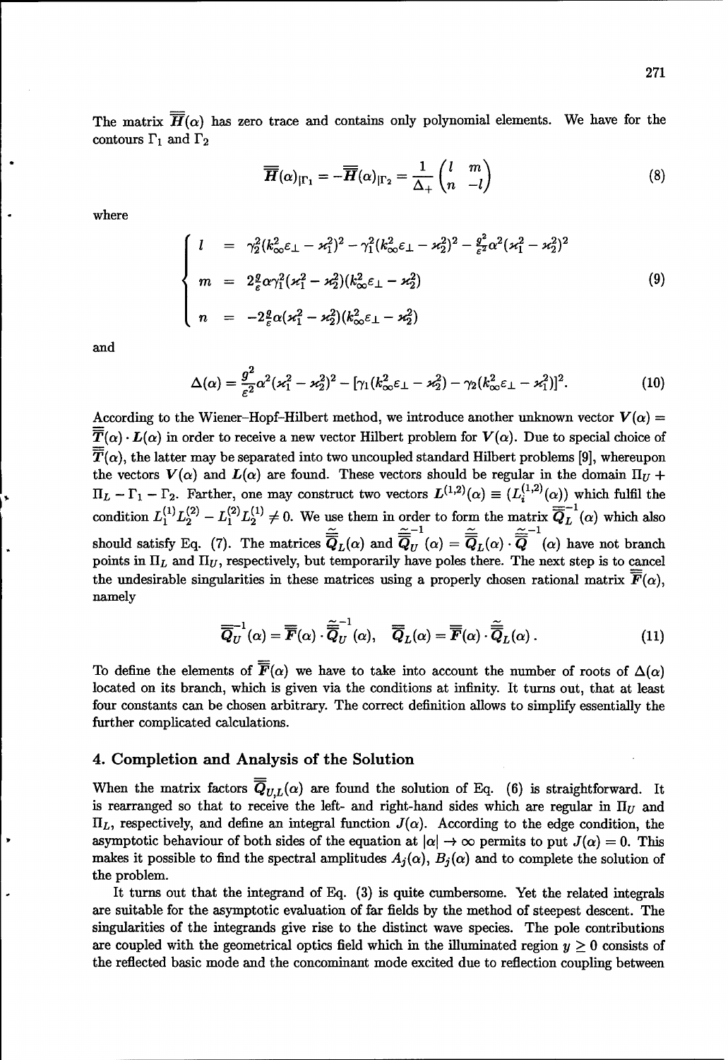The matrix $\overline{\overline{H}}(\alpha)$ has zero trace and contains only polynomial elements. We have for the contours $\Gamma_1$ and $\Gamma_2$

$$
\overline{\overline{H}}(\alpha)_{|\Gamma_1} = -\overline{\overline{H}}(\alpha)_{|\Gamma_2} = \frac{1}{\Delta_+}\begin{pmatrix} l & m \\ n & -l \end{pmatrix} \tag{8}
$$

where

$$
\begin{cases}
l &= \gamma_2^2(k_\infty^2\varepsilon_\perp - \varkappa_1^2)^2 - \gamma_1^2(k_\infty^2\varepsilon_\perp - \varkappa_2^2)^2 - \frac{g^2}{\varepsilon^2}\alpha^2(\varkappa_1^2 - \varkappa_2^2)^2 \\
m &= 2\frac{g}{\varepsilon}\alpha\gamma_1^2(\varkappa_1^2 - \varkappa_2^2)(k_\infty^2\varepsilon_\perp - \varkappa_2^2) \\
n &= -2\frac{g}{\varepsilon}\alpha(\varkappa_1^2 - \varkappa_2^2)(k_\infty^2\varepsilon_\perp - \varkappa_2^2)
\end{cases} \tag{9}
$$

and

$$
\Delta(\alpha) = \frac{g^2}{\varepsilon^2}\alpha^2(\varkappa_1^2 - \varkappa_2^2)^2 - [\gamma_1(k_\infty^2\varepsilon_\perp - \varkappa_2^2) - \gamma_2(k_\infty^2\varepsilon_\perp - \varkappa_1^2)]^2. \tag{10}
$$

According to the Wiener–Hopf–Hilbert method, we introduce another unknown vector $\boldsymbol{V}(\alpha) = \overline{\overline{T}}(\alpha)\cdot\boldsymbol{L}(\alpha)$ in order to receive a new vector Hilbert problem for $\boldsymbol{V}(\alpha)$. Due to special choice of $\overline{\overline{T}}(\alpha)$, the latter may be separated into two uncoupled standard Hilbert problems [9], whereupon the vectors $\boldsymbol{V}(\alpha)$ and $\boldsymbol{L}(\alpha)$ are found. These vectors should be regular in the domain $\Pi_U + \Pi_L - \Gamma_1 - \Gamma_2$. Farther, one may construct two vectors $\boldsymbol{L}^{(1,2)}(\alpha) \equiv (L_i^{(1,2)}(\alpha))$ which fulfil the condition $L_1^{(1)}L_2^{(2)} - L_1^{(2)}L_2^{(1)} \neq 0$. We use them in order to form the matrix $\overline{\overline{Q}}_L^{-1}(\alpha)$ which also should satisfy Eq. (7). The matrices $\tilde{\overline{\overline{Q}}}_L(\alpha)$ and $\tilde{\overline{\overline{Q}}}_U^{-1}(\alpha) = \tilde{\overline{\overline{Q}}}_L(\alpha)\cdot\tilde{\overline{\overline{Q}}}^{-1}(\alpha)$ have not branch points in $\Pi_L$ and $\Pi_U$, respectively, but temporarily have poles there. The next step is to cancel the undesirable singularities in these matrices using a properly chosen rational matrix $\overline{\overline{F}}(\alpha)$, namely

$$
\overline{\overline{Q}}_U^{-1}(\alpha) = \overline{\overline{F}}(\alpha)\cdot\tilde{\overline{\overline{Q}}}_U^{-1}(\alpha), \quad \overline{\overline{Q}}_L(\alpha) = \overline{\overline{F}}(\alpha)\cdot\tilde{\overline{\overline{Q}}}_L(\alpha). \tag{11}
$$

To define the elements of $\overline{\overline{F}}(\alpha)$ we have to take into account the number of roots of $\Delta(\alpha)$ located on its branch, which is given via the conditions at infinity. It turns out, that at least four constants can be chosen arbitrary. The correct definition allows to simplify essentially the further complicated calculations.

## 4. Completion and Analysis of the Solution

When the matrix factors $\overline{\overline{Q}}_{U,L}(\alpha)$ are found the solution of Eq. (6) is straightforward. It is rearranged so that to receive the left- and right-hand sides which are regular in $\Pi_U$ and $\Pi_L$, respectively, and define an integral function $J(\alpha)$. According to the edge condition, the asymptotic behaviour of both sides of the equation at $|\alpha| \to \infty$ permits to put $J(\alpha) = 0$. This makes it possible to find the spectral amplitudes $A_j(\alpha)$, $B_j(\alpha)$ and to complete the solution of the problem.

It turns out that the integrand of Eq. (3) is quite cumbersome. Yet the related integrals are suitable for the asymptotic evaluation of far fields by the method of steepest descent. The singularities of the integrands give rise to the distinct wave species. The pole contributions are coupled with the geometrical optics field which in the illuminated region $y \geq 0$ consists of the reflected basic mode and the concominant mode excited due to reflection coupling between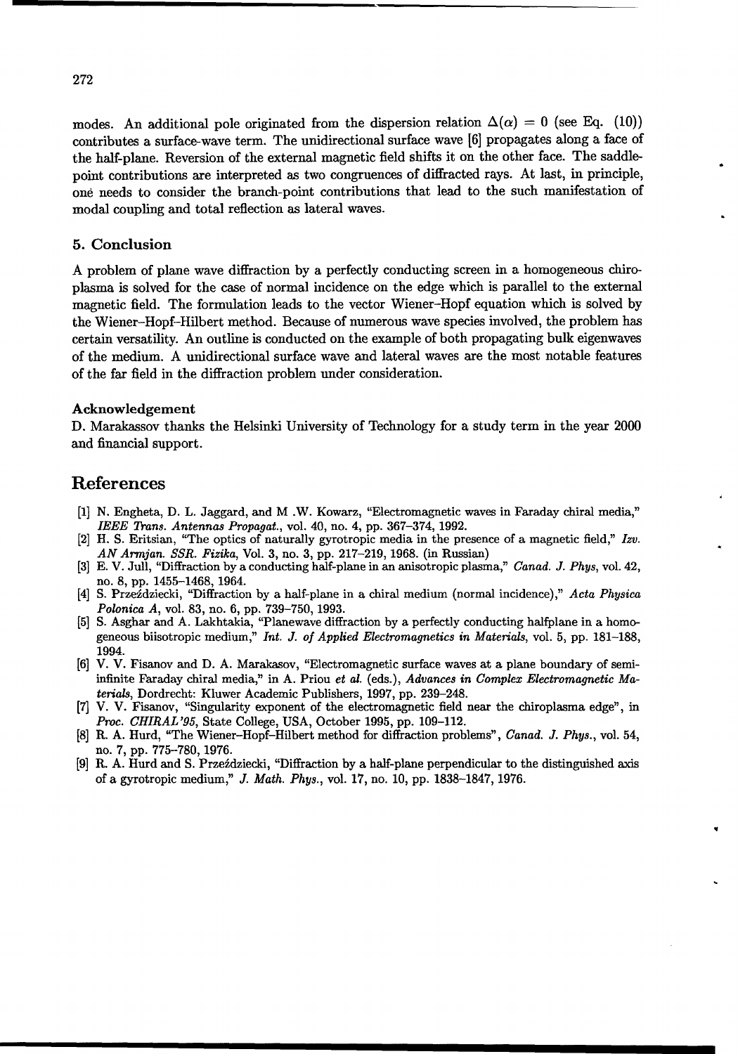modes. An additional pole originated from the dispersion relation $\Delta(\alpha) = 0$ (see Eq. (10)) contributes a surface-wave term. The unidirectional surface wave [6] propagates along a face of the half-plane. Reversion of the external magnetic field shifts it on the other face. The saddle-point contributions are interpreted as two congruences of diffracted rays. At last, in principle, one needs to consider the branch-point contributions that lead to the such manifestation of modal coupling and total reflection as lateral waves.

## 5. Conclusion

A problem of plane wave diffraction by a perfectly conducting screen in a homogeneous chiroplasma is solved for the case of normal incidence on the edge which is parallel to the external magnetic field. The formulation leads to the vector Wiener–Hopf equation which is solved by the Wiener–Hopf–Hilbert method. Because of numerous wave species involved, the problem has certain versatility. An outline is conducted on the example of both propagating bulk eigenwaves of the medium. A unidirectional surface wave and lateral waves are the most notable features of the far field in the diffraction problem under consideration.

### Acknowledgement

D. Marakassov thanks the Helsinki University of Technology for a study term in the year 2000 and financial support.

# References

[1] N. Engheta, D. L. Jaggard, and M .W. Kowarz, "Electromagnetic waves in Faraday chiral media," *IEEE Trans. Antennas Propagat.*, vol. 40, no. 4, pp. 367–374, 1992.

[2] H. S. Eritsian, "The optics of naturally gyrotropic media in the presence of a magnetic field," *Izv. AN Armjan. SSR. Fizika*, Vol. 3, no. 3, pp. 217–219, 1968. (in Russian)

[3] E. V. Jull, "Diffraction by a conducting half-plane in an anisotropic plasma," *Canad. J. Phys*, vol. 42, no. 8, pp. 1455–1468, 1964.

[4] S. Przeździecki, "Diffraction by a half-plane in a chiral medium (normal incidence)," *Acta Physica Polonica A*, vol. 83, no. 6, pp. 739–750, 1993.

[5] S. Asghar and A. Lakhtakia, "Planewave diffraction by a perfectly conducting halfplane in a homogeneous biisotropic medium," *Int. J. of Applied Electromagnetics in Materials*, vol. 5, pp. 181–188, 1994.

[6] V. V. Fisanov and D. A. Marakasov, "Electromagnetic surface waves at a plane boundary of semi-infinite Faraday chiral media," in A. Priou *et al.* (eds.), *Advances in Complex Electromagnetic Materials*, Dordrecht: Kluwer Academic Publishers, 1997, pp. 239–248.

[7] V. V. Fisanov, "Singularity exponent of the electromagnetic field near the chiroplasma edge", in *Proc. CHIRAL'95*, State College, USA, October 1995, pp. 109–112.

[8] R. A. Hurd, "The Wiener–Hopf–Hilbert method for diffraction problems", *Canad. J. Phys.*, vol. 54, no. 7, pp. 775–780, 1976.

[9] R. A. Hurd and S. Przeździecki, "Diffraction by a half-plane perpendicular to the distinguished axis of a gyrotropic medium," *J. Math. Phys.*, vol. 17, no. 10, pp. 1838–1847, 1976.